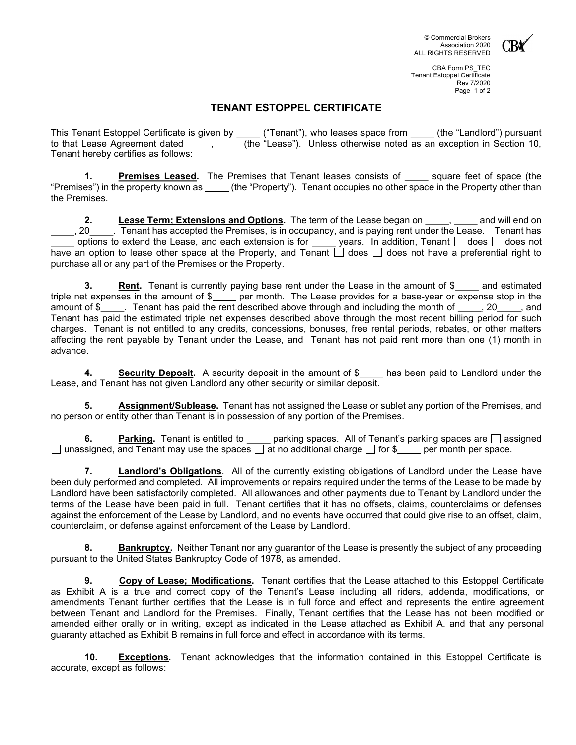# TENANT ESTOPPEL CERTIFICATE

This Tenant Estoppel Certificate is given by _____ ("Tenant"), who leases space from _____ (the "Landlord") pursuant to that Lease Agreement dated _____, _____ (the "Lease"). Unless otherwise noted as an exception in Section 10, Tenant hereby certifies as follows:

**1. <u>Premises Leased</u>.** The Premises that Tenant leases consists of _____ square feet of space (the "Premises") in the property known as _____ (the "Property"). Tenant occupies no other space in the Property other than the Premises.

**2. <u>Lease Term; Extensions and Options</u>.** The term of the Lease began on _____, _____ and will end on _____, 20_____. Tenant has accepted the Premises, is in occupancy, and is paying rent under the Lease. Tenant has _____ options to extend the Lease, and each extension is for _____ years. In addition, Tenant ☐ does ☐ does not have an option to lease other space at the Property, and Tenant ☐ does ☐ does not have a preferential right to purchase all or any part of the Premises or the Property.

**3. <u>Rent</u>.** Tenant is currently paying base rent under the Lease in the amount of $_____ and estimated triple net expenses in the amount of $_____ per month. The Lease provides for a base-year or expense stop in the amount of $_____. Tenant has paid the rent described above through and including the month of _____, 20_____, and Tenant has paid the estimated triple net expenses described above through the most recent billing period for such charges. Tenant is not entitled to any credits, concessions, bonuses, free rental periods, rebates, or other matters affecting the rent payable by Tenant under the Lease, and Tenant has not paid rent more than one (1) month in advance.

**4. <u>Security Deposit</u>.** A security deposit in the amount of $_____ has been paid to Landlord under the Lease, and Tenant has not given Landlord any other security or similar deposit.

**5. <u>Assignment/Sublease</u>.** Tenant has not assigned the Lease or sublet any portion of the Premises, and no person or entity other than Tenant is in possession of any portion of the Premises.

**6. <u>Parking</u>.** Tenant is entitled to _____ parking spaces. All of Tenant's parking spaces are ☐ assigned ☐ unassigned, and Tenant may use the spaces ☐ at no additional charge ☐ for $_____ per month per space.

**7. <u>Landlord's Obligations</u>.** All of the currently existing obligations of Landlord under the Lease have been duly performed and completed. All improvements or repairs required under the terms of the Lease to be made by Landlord have been satisfactorily completed. All allowances and other payments due to Tenant by Landlord under the terms of the Lease have been paid in full. Tenant certifies that it has no offsets, claims, counterclaims or defenses against the enforcement of the Lease by Landlord, and no events have occurred that could give rise to an offset, claim, counterclaim, or defense against enforcement of the Lease by Landlord.

**8. <u>Bankruptcy</u>.** Neither Tenant nor any guarantor of the Lease is presently the subject of any proceeding pursuant to the United States Bankruptcy Code of 1978, as amended.

**9. <u>Copy of Lease; Modifications</u>.** Tenant certifies that the Lease attached to this Estoppel Certificate as Exhibit A is a true and correct copy of the Tenant's Lease including all riders, addenda, modifications, or amendments Tenant further certifies that the Lease is in full force and effect and represents the entire agreement between Tenant and Landlord for the Premises. Finally, Tenant certifies that the Lease has not been modified or amended either orally or in writing, except as indicated in the Lease attached as Exhibit A. and that any personal guaranty attached as Exhibit B remains in full force and effect in accordance with its terms.

**10. <u>Exceptions</u>.** Tenant acknowledges that the information contained in this Estoppel Certificate is accurate, except as follows: _____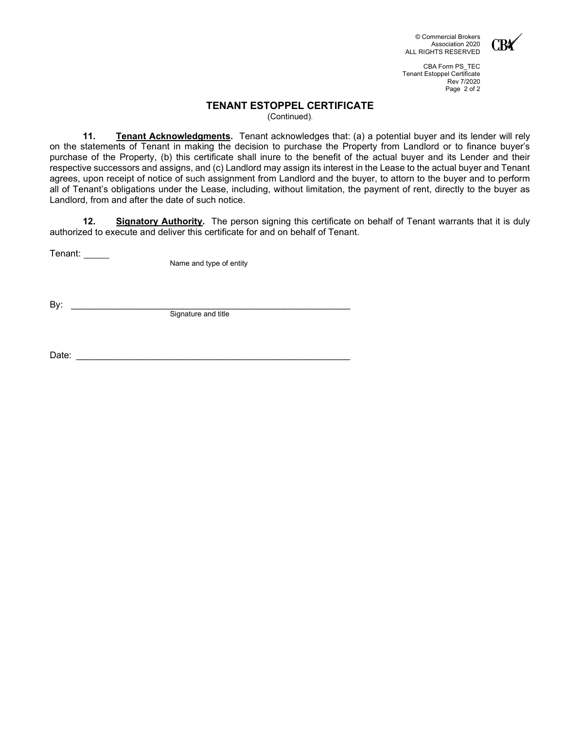# TENANT ESTOPPEL CERTIFICATE

(Continued).

**11. <u>Tenant Acknowledgments</u>.** Tenant acknowledges that: (a) a potential buyer and its lender will rely on the statements of Tenant in making the decision to purchase the Property from Landlord or to finance buyer's purchase of the Property, (b) this certificate shall inure to the benefit of the actual buyer and its Lender and their respective successors and assigns, and (c) Landlord may assign its interest in the Lease to the actual buyer and Tenant agrees, upon receipt of notice of such assignment from Landlord and the buyer, to attorn to the buyer and to perform all of Tenant's obligations under the Lease, including, without limitation, the payment of rent, directly to the buyer as Landlord, from and after the date of such notice.

**12. <u>Signatory Authority</u>.** The person signing this certificate on behalf of Tenant warrants that it is duly authorized to execute and deliver this certificate for and on behalf of Tenant.

Tenant: _____
Name and type of entity

By: ____________________________________________________________
Signature and title

Date: ____________________________________________________________